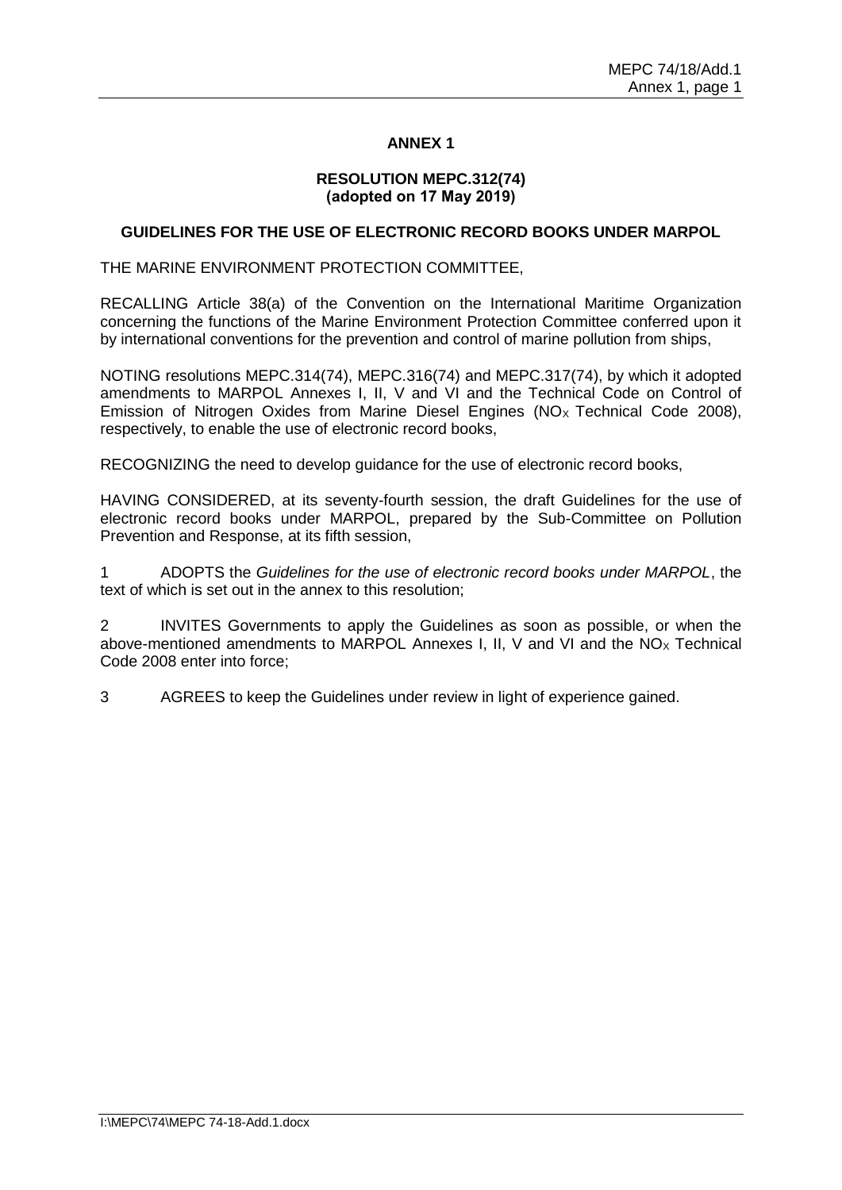# ANNEX 1

## RESOLUTION MEPC.312(74) (adopted on 17 May 2019)

## GUIDELINES FOR THE USE OF ELECTRONIC RECORD BOOKS UNDER MARPOL

THE MARINE ENVIRONMENT PROTECTION COMMITTEE,

RECALLING Article 38(a) of the Convention on the International Maritime Organization concerning the functions of the Marine Environment Protection Committee conferred upon it by international conventions for the prevention and control of marine pollution from ships,

NOTING resolutions MEPC.314(74), MEPC.316(74) and MEPC.317(74), by which it adopted amendments to MARPOL Annexes I, II, V and VI and the Technical Code on Control of Emission of Nitrogen Oxides from Marine Diesel Engines ($NO_X$ Technical Code 2008), respectively, to enable the use of electronic record books,

RECOGNIZING the need to develop guidance for the use of electronic record books,

HAVING CONSIDERED, at its seventy-fourth session, the draft Guidelines for the use of electronic record books under MARPOL, prepared by the Sub-Committee on Pollution Prevention and Response, at its fifth session,

1 ADOPTS the *Guidelines for the use of electronic record books under MARPOL*, the text of which is set out in the annex to this resolution;

2 INVITES Governments to apply the Guidelines as soon as possible, or when the above-mentioned amendments to MARPOL Annexes I, II, V and VI and the $NO_X$ Technical Code 2008 enter into force;

3 AGREES to keep the Guidelines under review in light of experience gained.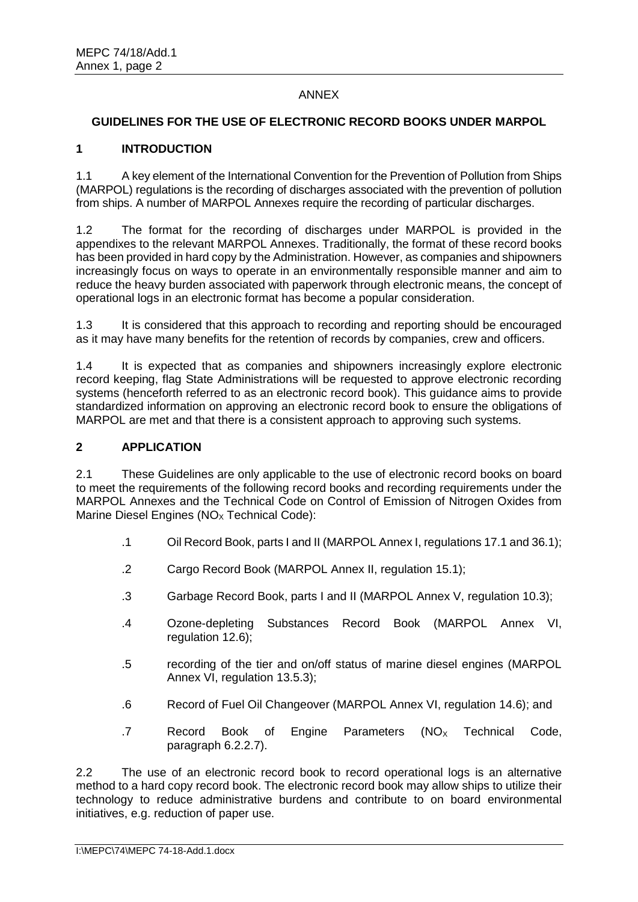ANNEX

## GUIDELINES FOR THE USE OF ELECTRONIC RECORD BOOKS UNDER MARPOL

### 1 INTRODUCTION

1.1 A key element of the International Convention for the Prevention of Pollution from Ships (MARPOL) regulations is the recording of discharges associated with the prevention of pollution from ships. A number of MARPOL Annexes require the recording of particular discharges.

1.2 The format for the recording of discharges under MARPOL is provided in the appendixes to the relevant MARPOL Annexes. Traditionally, the format of these record books has been provided in hard copy by the Administration. However, as companies and shipowners increasingly focus on ways to operate in an environmentally responsible manner and aim to reduce the heavy burden associated with paperwork through electronic means, the concept of operational logs in an electronic format has become a popular consideration.

1.3 It is considered that this approach to recording and reporting should be encouraged as it may have many benefits for the retention of records by companies, crew and officers.

1.4 It is expected that as companies and shipowners increasingly explore electronic record keeping, flag State Administrations will be requested to approve electronic recording systems (henceforth referred to as an electronic record book). This guidance aims to provide standardized information on approving an electronic record book to ensure the obligations of MARPOL are met and that there is a consistent approach to approving such systems.

### 2 APPLICATION

2.1 These Guidelines are only applicable to the use of electronic record books on board to meet the requirements of the following record books and recording requirements under the MARPOL Annexes and the Technical Code on Control of Emission of Nitrogen Oxides from Marine Diesel Engines ($NO_X$ Technical Code):

- .1 Oil Record Book, parts I and II (MARPOL Annex I, regulations 17.1 and 36.1);
- .2 Cargo Record Book (MARPOL Annex II, regulation 15.1);
- .3 Garbage Record Book, parts I and II (MARPOL Annex V, regulation 10.3);
- .4 Ozone-depleting Substances Record Book (MARPOL Annex VI, regulation 12.6);
- .5 recording of the tier and on/off status of marine diesel engines (MARPOL Annex VI, regulation 13.5.3);
- .6 Record of Fuel Oil Changeover (MARPOL Annex VI, regulation 14.6); and
- .7 Record Book of Engine Parameters ($NO_X$ Technical Code, paragraph 6.2.2.7).

2.2 The use of an electronic record book to record operational logs is an alternative method to a hard copy record book. The electronic record book may allow ships to utilize their technology to reduce administrative burdens and contribute to on board environmental initiatives, e.g. reduction of paper use.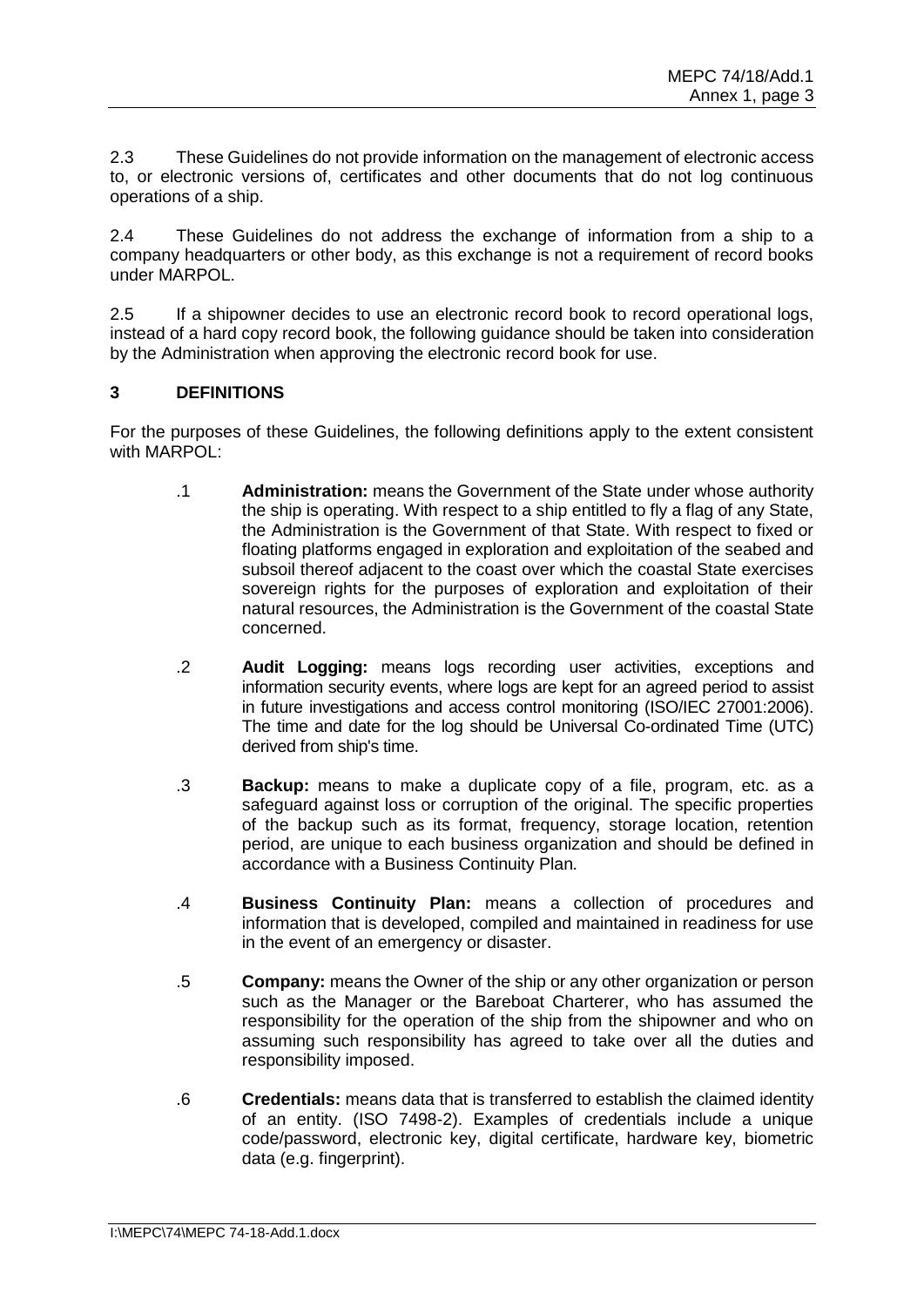2.3 These Guidelines do not provide information on the management of electronic access to, or electronic versions of, certificates and other documents that do not log continuous operations of a ship.

2.4 These Guidelines do not address the exchange of information from a ship to a company headquarters or other body, as this exchange is not a requirement of record books under MARPOL.

2.5 If a shipowner decides to use an electronic record book to record operational logs, instead of a hard copy record book, the following guidance should be taken into consideration by the Administration when approving the electronic record book for use.

## 3 DEFINITIONS

For the purposes of these Guidelines, the following definitions apply to the extent consistent with MARPOL:

.1 **Administration:** means the Government of the State under whose authority the ship is operating. With respect to a ship entitled to fly a flag of any State, the Administration is the Government of that State. With respect to fixed or floating platforms engaged in exploration and exploitation of the seabed and subsoil thereof adjacent to the coast over which the coastal State exercises sovereign rights for the purposes of exploration and exploitation of their natural resources, the Administration is the Government of the coastal State concerned.

.2 **Audit Logging:** means logs recording user activities, exceptions and information security events, where logs are kept for an agreed period to assist in future investigations and access control monitoring (ISO/IEC 27001:2006). The time and date for the log should be Universal Co-ordinated Time (UTC) derived from ship's time.

.3 **Backup:** means to make a duplicate copy of a file, program, etc. as a safeguard against loss or corruption of the original. The specific properties of the backup such as its format, frequency, storage location, retention period, are unique to each business organization and should be defined in accordance with a Business Continuity Plan.

.4 **Business Continuity Plan:** means a collection of procedures and information that is developed, compiled and maintained in readiness for use in the event of an emergency or disaster.

.5 **Company:** means the Owner of the ship or any other organization or person such as the Manager or the Bareboat Charterer, who has assumed the responsibility for the operation of the ship from the shipowner and who on assuming such responsibility has agreed to take over all the duties and responsibility imposed.

.6 **Credentials:** means data that is transferred to establish the claimed identity of an entity. (ISO 7498-2). Examples of credentials include a unique code/password, electronic key, digital certificate, hardware key, biometric data (e.g. fingerprint).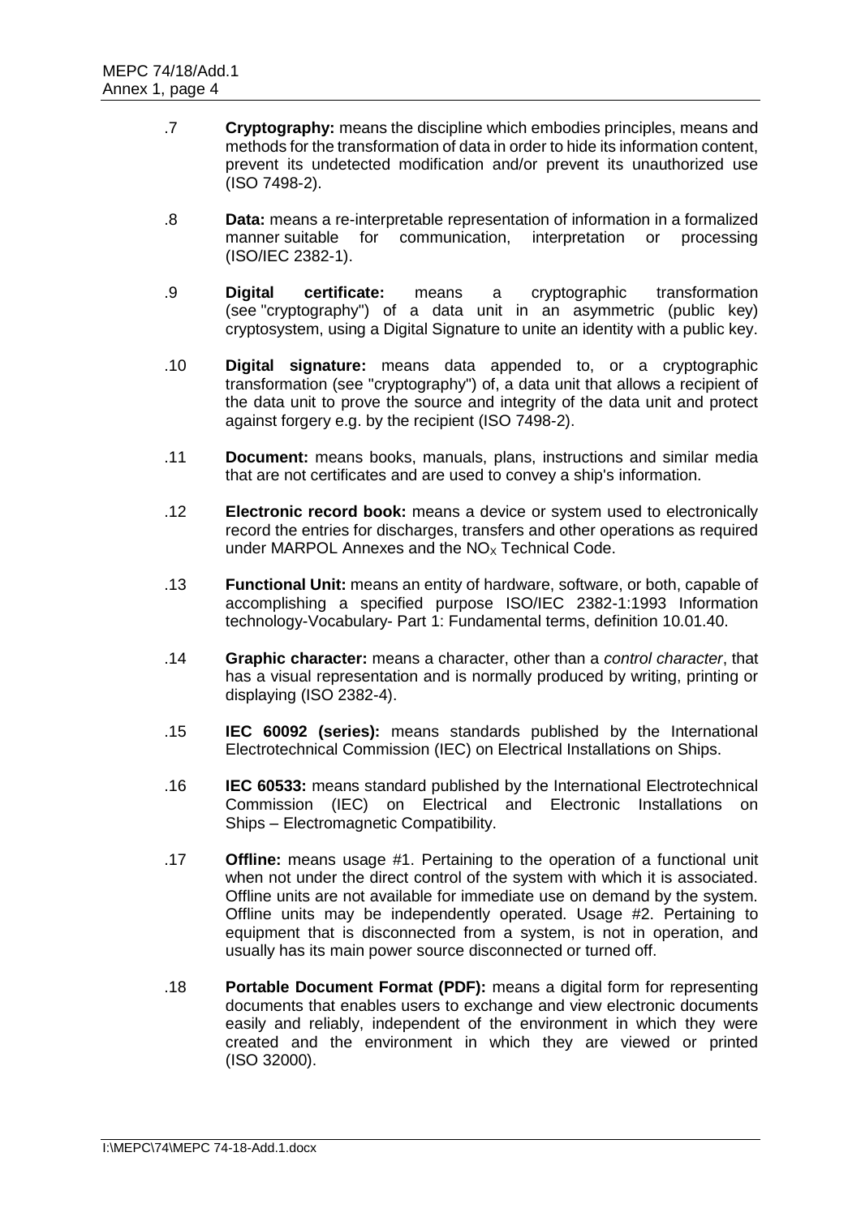.7 **Cryptography:** means the discipline which embodies principles, means and methods for the transformation of data in order to hide its information content, prevent its undetected modification and/or prevent its unauthorized use (ISO 7498-2).

.8 **Data:** means a re-interpretable representation of information in a formalized manner suitable for communication, interpretation or processing (ISO/IEC 2382-1).

.9 **Digital certificate:** means a cryptographic transformation (see "cryptography") of a data unit in an asymmetric (public key) cryptosystem, using a Digital Signature to unite an identity with a public key.

.10 **Digital signature:** means data appended to, or a cryptographic transformation (see "cryptography") of, a data unit that allows a recipient of the data unit to prove the source and integrity of the data unit and protect against forgery e.g. by the recipient (ISO 7498-2).

.11 **Document:** means books, manuals, plans, instructions and similar media that are not certificates and are used to convey a ship's information.

.12 **Electronic record book:** means a device or system used to electronically record the entries for discharges, transfers and other operations as required under MARPOL Annexes and the $NO_X$ Technical Code.

.13 **Functional Unit:** means an entity of hardware, software, or both, capable of accomplishing a specified purpose ISO/IEC 2382-1:1993 Information technology-Vocabulary- Part 1: Fundamental terms, definition 10.01.40.

.14 **Graphic character:** means a character, other than a *control character*, that has a visual representation and is normally produced by writing, printing or displaying (ISO 2382-4).

.15 **IEC 60092 (series):** means standards published by the International Electrotechnical Commission (IEC) on Electrical Installations on Ships.

.16 **IEC 60533:** means standard published by the International Electrotechnical Commission (IEC) on Electrical and Electronic Installations on Ships – Electromagnetic Compatibility.

.17 **Offline:** means usage #1. Pertaining to the operation of a functional unit when not under the direct control of the system with which it is associated. Offline units are not available for immediate use on demand by the system. Offline units may be independently operated. Usage #2. Pertaining to equipment that is disconnected from a system, is not in operation, and usually has its main power source disconnected or turned off.

.18 **Portable Document Format (PDF):** means a digital form for representing documents that enables users to exchange and view electronic documents easily and reliably, independent of the environment in which they were created and the environment in which they are viewed or printed (ISO 32000).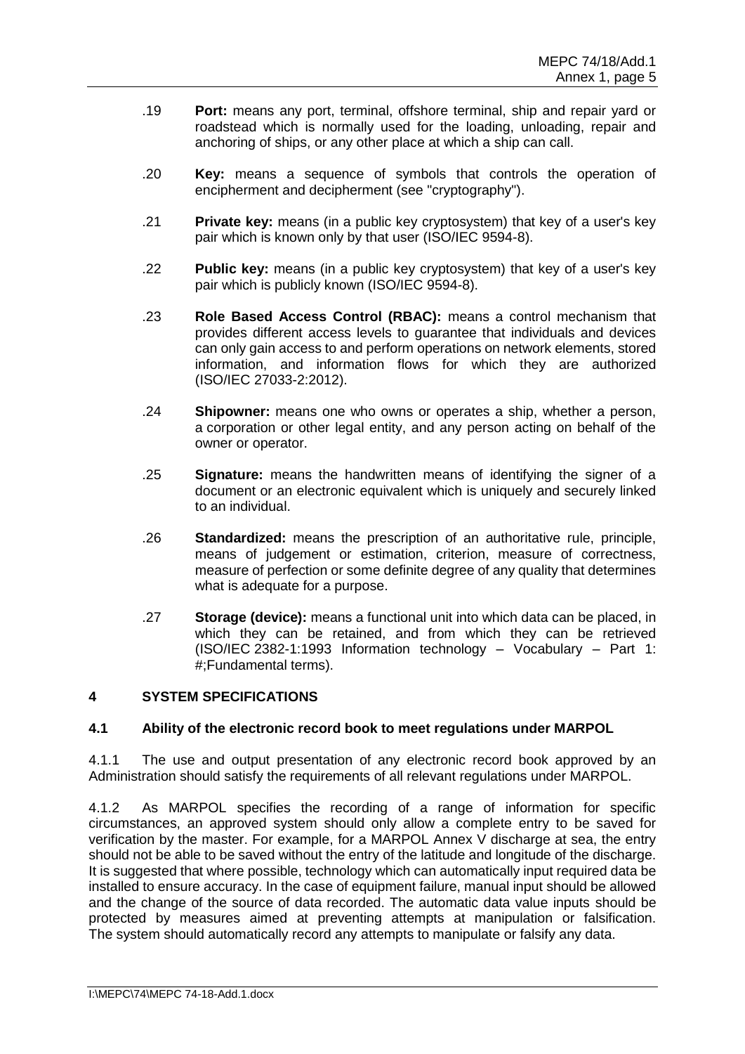.19 **Port:** means any port, terminal, offshore terminal, ship and repair yard or roadstead which is normally used for the loading, unloading, repair and anchoring of ships, or any other place at which a ship can call.

.20 **Key:** means a sequence of symbols that controls the operation of encipherment and decipherment (see "cryptography").

.21 **Private key:** means (in a public key cryptosystem) that key of a user's key pair which is known only by that user (ISO/IEC 9594-8).

.22 **Public key:** means (in a public key cryptosystem) that key of a user's key pair which is publicly known (ISO/IEC 9594-8).

.23 **Role Based Access Control (RBAC):** means a control mechanism that provides different access levels to guarantee that individuals and devices can only gain access to and perform operations on network elements, stored information, and information flows for which they are authorized (ISO/IEC 27033-2:2012).

.24 **Shipowner:** means one who owns or operates a ship, whether a person, a corporation or other legal entity, and any person acting on behalf of the owner or operator.

.25 **Signature:** means the handwritten means of identifying the signer of a document or an electronic equivalent which is uniquely and securely linked to an individual.

.26 **Standardized:** means the prescription of an authoritative rule, principle, means of judgement or estimation, criterion, measure of correctness, measure of perfection or some definite degree of any quality that determines what is adequate for a purpose.

.27 **Storage (device):** means a functional unit into which data can be placed, in which they can be retained, and from which they can be retrieved (ISO/IEC 2382-1:1993 Information technology – Vocabulary – Part 1: #;Fundamental terms).

## 4 SYSTEM SPECIFICATIONS

### 4.1 Ability of the electronic record book to meet regulations under MARPOL

4.1.1 The use and output presentation of any electronic record book approved by an Administration should satisfy the requirements of all relevant regulations under MARPOL.

4.1.2 As MARPOL specifies the recording of a range of information for specific circumstances, an approved system should only allow a complete entry to be saved for verification by the master. For example, for a MARPOL Annex V discharge at sea, the entry should not be able to be saved without the entry of the latitude and longitude of the discharge. It is suggested that where possible, technology which can automatically input required data be installed to ensure accuracy. In the case of equipment failure, manual input should be allowed and the change of the source of data recorded. The automatic data value inputs should be protected by measures aimed at preventing attempts at manipulation or falsification. The system should automatically record any attempts to manipulate or falsify any data.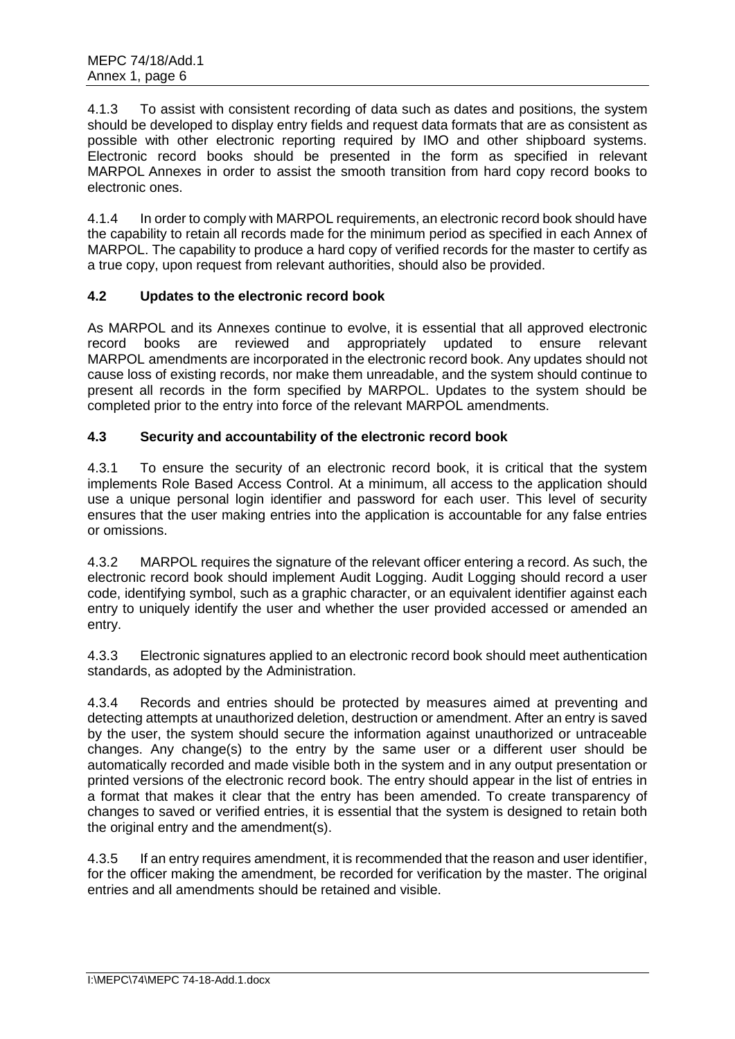4.1.3 To assist with consistent recording of data such as dates and positions, the system should be developed to display entry fields and request data formats that are as consistent as possible with other electronic reporting required by IMO and other shipboard systems. Electronic record books should be presented in the form as specified in relevant MARPOL Annexes in order to assist the smooth transition from hard copy record books to electronic ones.

4.1.4 In order to comply with MARPOL requirements, an electronic record book should have the capability to retain all records made for the minimum period as specified in each Annex of MARPOL. The capability to produce a hard copy of verified records for the master to certify as a true copy, upon request from relevant authorities, should also be provided.

### 4.2 Updates to the electronic record book

As MARPOL and its Annexes continue to evolve, it is essential that all approved electronic record books are reviewed and appropriately updated to ensure relevant MARPOL amendments are incorporated in the electronic record book. Any updates should not cause loss of existing records, nor make them unreadable, and the system should continue to present all records in the form specified by MARPOL. Updates to the system should be completed prior to the entry into force of the relevant MARPOL amendments.

### 4.3 Security and accountability of the electronic record book

4.3.1 To ensure the security of an electronic record book, it is critical that the system implements Role Based Access Control. At a minimum, all access to the application should use a unique personal login identifier and password for each user. This level of security ensures that the user making entries into the application is accountable for any false entries or omissions.

4.3.2 MARPOL requires the signature of the relevant officer entering a record. As such, the electronic record book should implement Audit Logging. Audit Logging should record a user code, identifying symbol, such as a graphic character, or an equivalent identifier against each entry to uniquely identify the user and whether the user provided accessed or amended an entry.

4.3.3 Electronic signatures applied to an electronic record book should meet authentication standards, as adopted by the Administration.

4.3.4 Records and entries should be protected by measures aimed at preventing and detecting attempts at unauthorized deletion, destruction or amendment. After an entry is saved by the user, the system should secure the information against unauthorized or untraceable changes. Any change(s) to the entry by the same user or a different user should be automatically recorded and made visible both in the system and in any output presentation or printed versions of the electronic record book. The entry should appear in the list of entries in a format that makes it clear that the entry has been amended. To create transparency of changes to saved or verified entries, it is essential that the system is designed to retain both the original entry and the amendment(s).

4.3.5 If an entry requires amendment, it is recommended that the reason and user identifier, for the officer making the amendment, be recorded for verification by the master. The original entries and all amendments should be retained and visible.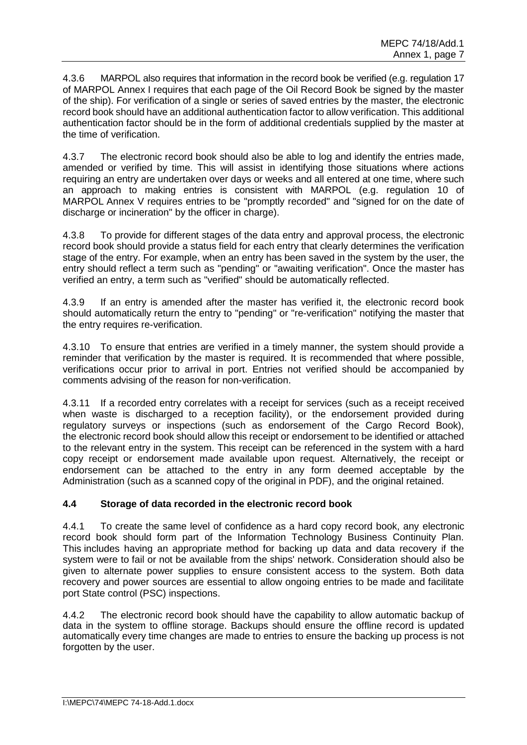4.3.6 MARPOL also requires that information in the record book be verified (e.g. regulation 17 of MARPOL Annex I requires that each page of the Oil Record Book be signed by the master of the ship). For verification of a single or series of saved entries by the master, the electronic record book should have an additional authentication factor to allow verification. This additional authentication factor should be in the form of additional credentials supplied by the master at the time of verification.

4.3.7 The electronic record book should also be able to log and identify the entries made, amended or verified by time. This will assist in identifying those situations where actions requiring an entry are undertaken over days or weeks and all entered at one time, where such an approach to making entries is consistent with MARPOL (e.g. regulation 10 of MARPOL Annex V requires entries to be "promptly recorded" and "signed for on the date of discharge or incineration" by the officer in charge).

4.3.8 To provide for different stages of the data entry and approval process, the electronic record book should provide a status field for each entry that clearly determines the verification stage of the entry. For example, when an entry has been saved in the system by the user, the entry should reflect a term such as "pending" or "awaiting verification". Once the master has verified an entry, a term such as "verified" should be automatically reflected.

4.3.9 If an entry is amended after the master has verified it, the electronic record book should automatically return the entry to "pending" or "re-verification" notifying the master that the entry requires re-verification.

4.3.10 To ensure that entries are verified in a timely manner, the system should provide a reminder that verification by the master is required. It is recommended that where possible, verifications occur prior to arrival in port. Entries not verified should be accompanied by comments advising of the reason for non-verification.

4.3.11 If a recorded entry correlates with a receipt for services (such as a receipt received when waste is discharged to a reception facility), or the endorsement provided during regulatory surveys or inspections (such as endorsement of the Cargo Record Book), the electronic record book should allow this receipt or endorsement to be identified or attached to the relevant entry in the system. This receipt can be referenced in the system with a hard copy receipt or endorsement made available upon request. Alternatively, the receipt or endorsement can be attached to the entry in any form deemed acceptable by the Administration (such as a scanned copy of the original in PDF), and the original retained.

### 4.4 Storage of data recorded in the electronic record book

4.4.1 To create the same level of confidence as a hard copy record book, any electronic record book should form part of the Information Technology Business Continuity Plan. This includes having an appropriate method for backing up data and data recovery if the system were to fail or not be available from the ships' network. Consideration should also be given to alternate power supplies to ensure consistent access to the system. Both data recovery and power sources are essential to allow ongoing entries to be made and facilitate port State control (PSC) inspections.

4.4.2 The electronic record book should have the capability to allow automatic backup of data in the system to offline storage. Backups should ensure the offline record is updated automatically every time changes are made to entries to ensure the backing up process is not forgotten by the user.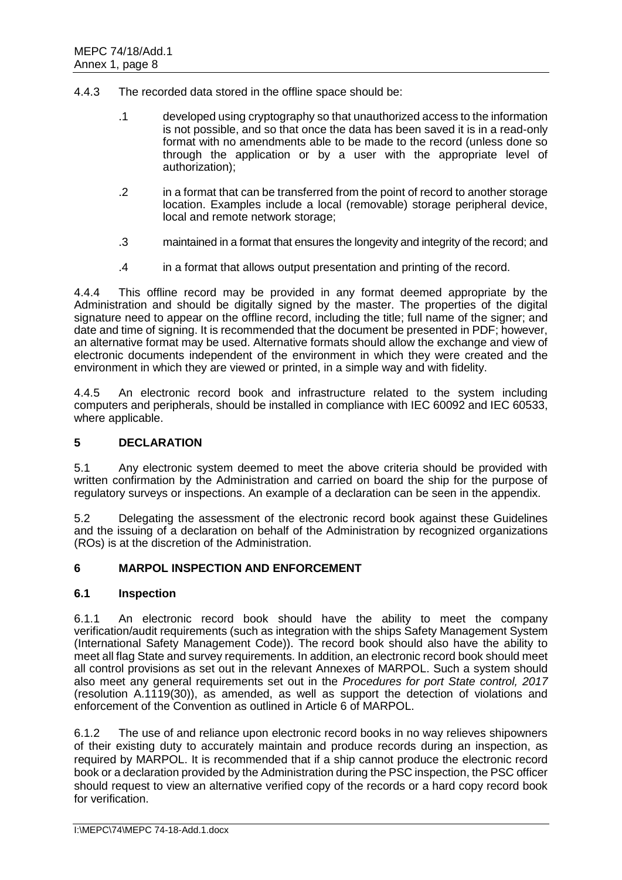4.4.3 The recorded data stored in the offline space should be:

.1 developed using cryptography so that unauthorized access to the information is not possible, and so that once the data has been saved it is in a read-only format with no amendments able to be made to the record (unless done so through the application or by a user with the appropriate level of authorization);

.2 in a format that can be transferred from the point of record to another storage location. Examples include a local (removable) storage peripheral device, local and remote network storage;

.3 maintained in a format that ensures the longevity and integrity of the record; and

.4 in a format that allows output presentation and printing of the record.

4.4.4 This offline record may be provided in any format deemed appropriate by the Administration and should be digitally signed by the master. The properties of the digital signature need to appear on the offline record, including the title; full name of the signer; and date and time of signing. It is recommended that the document be presented in PDF; however, an alternative format may be used. Alternative formats should allow the exchange and view of electronic documents independent of the environment in which they were created and the environment in which they are viewed or printed, in a simple way and with fidelity.

4.4.5 An electronic record book and infrastructure related to the system including computers and peripherals, should be installed in compliance with IEC 60092 and IEC 60533, where applicable.

## 5 DECLARATION

5.1 Any electronic system deemed to meet the above criteria should be provided with written confirmation by the Administration and carried on board the ship for the purpose of regulatory surveys or inspections. An example of a declaration can be seen in the appendix.

5.2 Delegating the assessment of the electronic record book against these Guidelines and the issuing of a declaration on behalf of the Administration by recognized organizations (ROs) is at the discretion of the Administration.

## 6 MARPOL INSPECTION AND ENFORCEMENT

### 6.1 Inspection

6.1.1 An electronic record book should have the ability to meet the company verification/audit requirements (such as integration with the ships Safety Management System (International Safety Management Code)). The record book should also have the ability to meet all flag State and survey requirements. In addition, an electronic record book should meet all control provisions as set out in the relevant Annexes of MARPOL. Such a system should also meet any general requirements set out in the *Procedures for port State control, 2017* (resolution A.1119(30)), as amended, as well as support the detection of violations and enforcement of the Convention as outlined in Article 6 of MARPOL.

6.1.2 The use of and reliance upon electronic record books in no way relieves shipowners of their existing duty to accurately maintain and produce records during an inspection, as required by MARPOL. It is recommended that if a ship cannot produce the electronic record book or a declaration provided by the Administration during the PSC inspection, the PSC officer should request to view an alternative verified copy of the records or a hard copy record book for verification.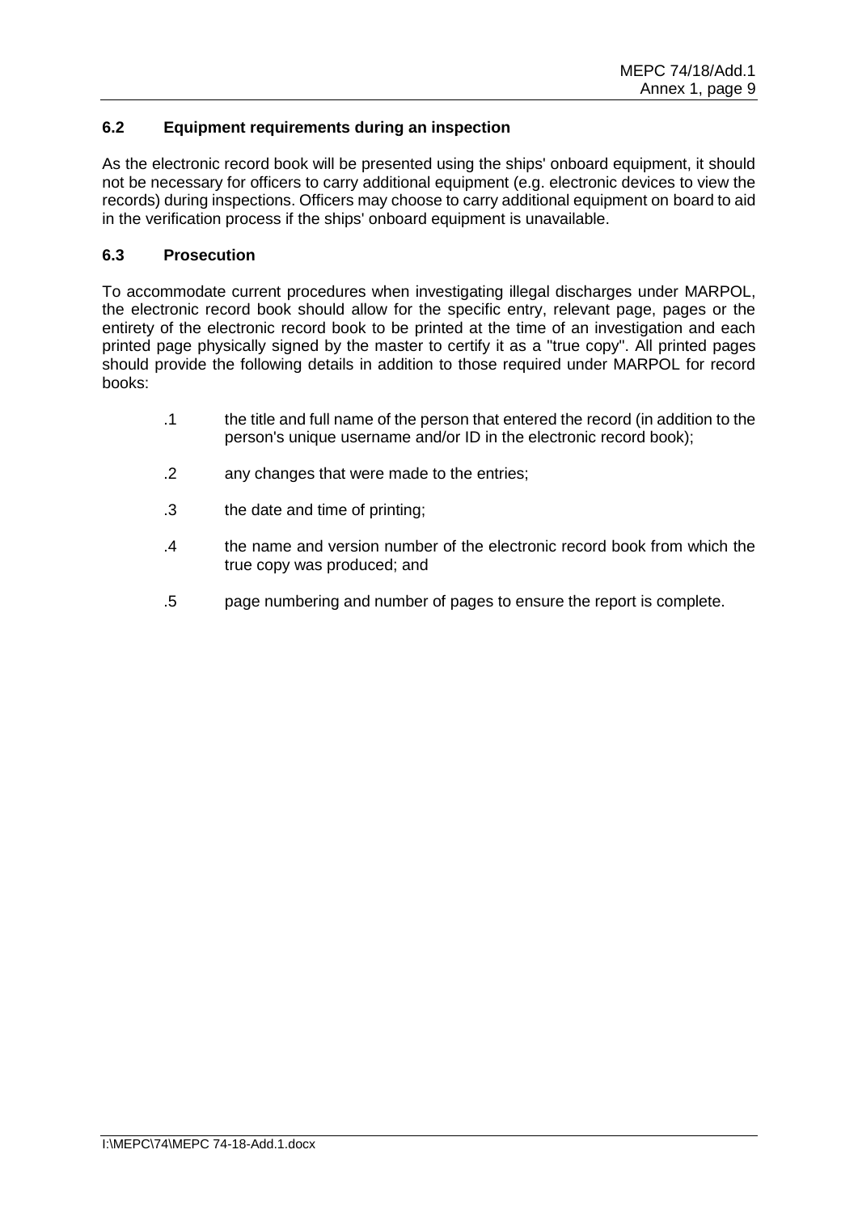### 6.2 Equipment requirements during an inspection

As the electronic record book will be presented using the ships' onboard equipment, it should not be necessary for officers to carry additional equipment (e.g. electronic devices to view the records) during inspections. Officers may choose to carry additional equipment on board to aid in the verification process if the ships' onboard equipment is unavailable.

### 6.3 Prosecution

To accommodate current procedures when investigating illegal discharges under MARPOL, the electronic record book should allow for the specific entry, relevant page, pages or the entirety of the electronic record book to be printed at the time of an investigation and each printed page physically signed by the master to certify it as a "true copy". All printed pages should provide the following details in addition to those required under MARPOL for record books:

.1 the title and full name of the person that entered the record (in addition to the person's unique username and/or ID in the electronic record book);

.2 any changes that were made to the entries;

.3 the date and time of printing;

.4 the name and version number of the electronic record book from which the true copy was produced; and

.5 page numbering and number of pages to ensure the report is complete.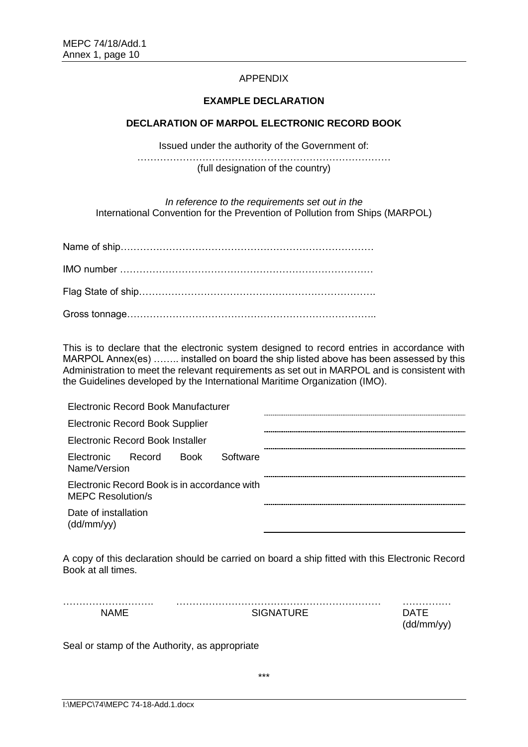APPENDIX

**EXAMPLE DECLARATION**

**DECLARATION OF MARPOL ELECTRONIC RECORD BOOK**

Issued under the authority of the Government of:

…………………………………………………………………

(full designation of the country)

*In reference to the requirements set out in the*
International Convention for the Prevention of Pollution from Ships (MARPOL)

Name of ship…………………………………………………………………

IMO number …………………………………………………………………

Flag State of ship……………………………………………………………….

Gross tonnage…………………………………………………………………..

This is to declare that the electronic system designed to record entries in accordance with MARPOL Annex(es) …….. installed on board the ship listed above has been assessed by this Administration to meet the relevant requirements as set out in MARPOL and is consistent with the Guidelines developed by the International Maritime Organization (IMO).

| | |
|---|---|
| Electronic Record Book Manufacturer | |
| Electronic Record Book Supplier | |
| Electronic Record Book Installer | |
| Electronic Record Book Software Name/Version | |
| Electronic Record Book is in accordance with MEPC Resolution/s | |
| Date of installation (dd/mm/yy) | |

A copy of this declaration should be carried on board a ship fitted with this Electronic Record Book at all times.

| | | |
|---|---|---|
| ………………………. | ……………………………………………………… | …………… |
| NAME | SIGNATURE | DATE (dd/mm/yy) |

Seal or stamp of the Authority, as appropriate

\*\*\*